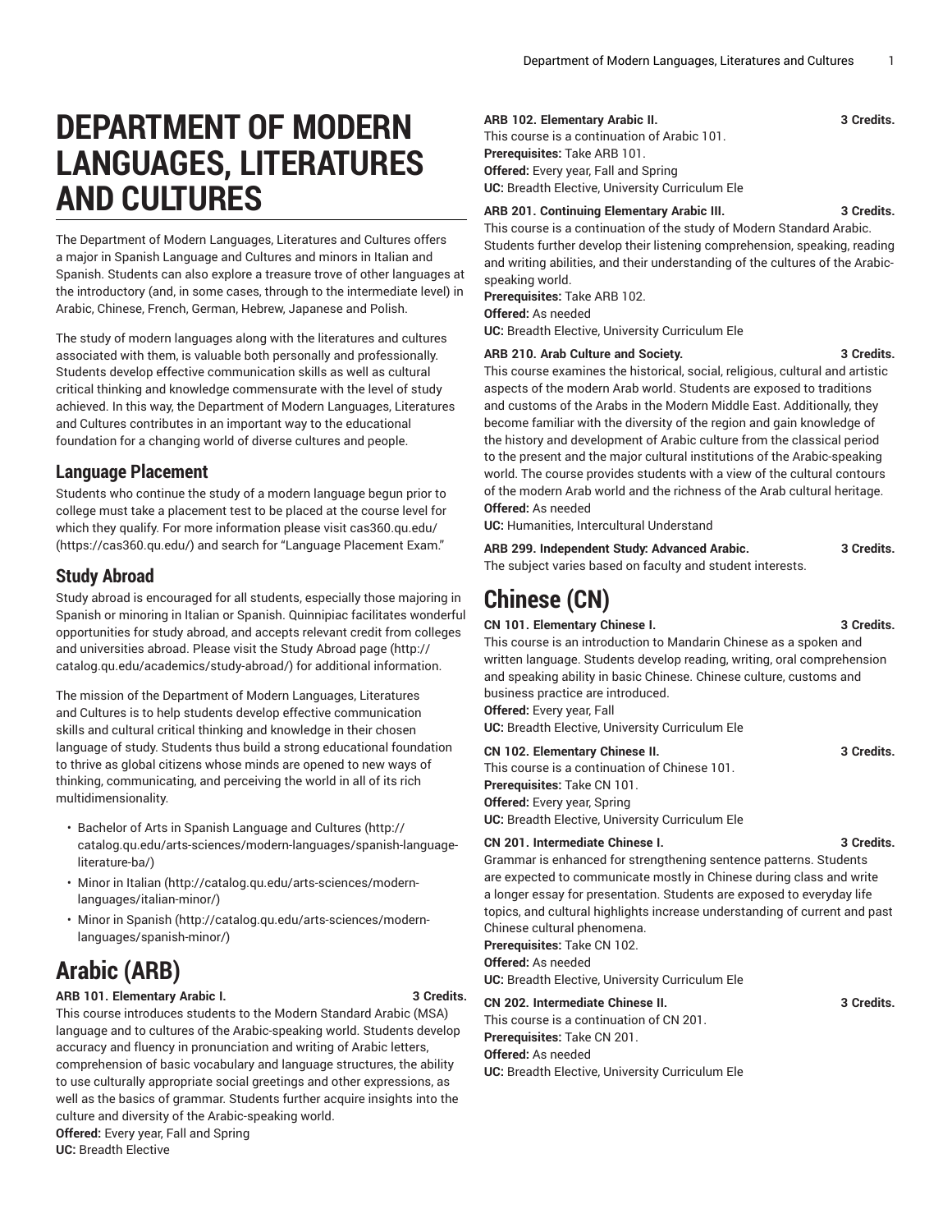# DEPARTMENT OF MODERN LANGUAGES, LITERATURES AND CULTURES

The Department of Modern Languages, Literatures and Cultures offers a major in Spanish Language and Cultures and minors in Italian and Spanish. Students can also explore a treasure trove of other languages at the introductory (and, in some cases, through to the intermediate level) in Arabic, Chinese, French, German, Hebrew, Japanese and Polish.

The study of modern languages along with the literatures and cultures associated with them, is valuable both personally and professionally. Students develop effective communication skills as well as cultural critical thinking and knowledge commensurate with the level of study achieved. In this way, the Department of Modern Languages, Literatures and Cultures contributes in an important way to the educational foundation for a changing world of diverse cultures and people.

## Language Placement

Students who continue the study of a modern language begun prior to college must take a placement test to be placed at the course level for which they qualify. For more information please visit cas360.qu.edu/ (https://cas360.qu.edu/) and search for "Language Placement Exam."

## Study Abroad

Study abroad is encouraged for all students, especially those majoring in Spanish or minoring in Italian or Spanish. Quinnipiac facilitates wonderful opportunities for study abroad, and accepts relevant credit from colleges and universities abroad. Please visit the Study Abroad page (http://catalog.qu.edu/academics/study-abroad/) for additional information.

The mission of the Department of Modern Languages, Literatures and Cultures is to help students develop effective communication skills and cultural critical thinking and knowledge in their chosen language of study. Students thus build a strong educational foundation to thrive as global citizens whose minds are opened to new ways of thinking, communicating, and perceiving the world in all of its rich multidimensionality.

- Bachelor of Arts in Spanish Language and Cultures (http://catalog.qu.edu/arts-sciences/modern-languages/spanish-language-literature-ba/)
- Minor in Italian (http://catalog.qu.edu/arts-sciences/modern-languages/italian-minor/)
- Minor in Spanish (http://catalog.qu.edu/arts-sciences/modern-languages/spanish-minor/)

# Arabic (ARB)

**ARB 101. Elementary Arabic I. 3 Credits.**

This course introduces students to the Modern Standard Arabic (MSA) language and to cultures of the Arabic-speaking world. Students develop accuracy and fluency in pronunciation and writing of Arabic letters, comprehension of basic vocabulary and language structures, the ability to use culturally appropriate social greetings and other expressions, as well as the basics of grammar. Students further acquire insights into the culture and diversity of the Arabic-speaking world.
**Offered:** Every year, Fall and Spring
**UC:** Breadth Elective

**ARB 102. Elementary Arabic II. 3 Credits.**

This course is a continuation of Arabic 101.
**Prerequisites:** Take ARB 101.
**Offered:** Every year, Fall and Spring
**UC:** Breadth Elective, University Curriculum Ele

**ARB 201. Continuing Elementary Arabic III. 3 Credits.**

This course is a continuation of the study of Modern Standard Arabic. Students further develop their listening comprehension, speaking, reading and writing abilities, and their understanding of the cultures of the Arabic-speaking world.
**Prerequisites:** Take ARB 102.
**Offered:** As needed
**UC:** Breadth Elective, University Curriculum Ele

**ARB 210. Arab Culture and Society. 3 Credits.**

This course examines the historical, social, religious, cultural and artistic aspects of the modern Arab world. Students are exposed to traditions and customs of the Arabs in the Modern Middle East. Additionally, they become familiar with the diversity of the region and gain knowledge of the history and development of Arabic culture from the classical period to the present and the major cultural institutions of the Arabic-speaking world. The course provides students with a view of the cultural contours of the modern Arab world and the richness of the Arab cultural heritage.
**Offered:** As needed
**UC:** Humanities, Intercultural Understand

**ARB 299. Independent Study: Advanced Arabic. 3 Credits.**

The subject varies based on faculty and student interests.

# Chinese (CN)

**CN 101. Elementary Chinese I. 3 Credits.**

This course is an introduction to Mandarin Chinese as a spoken and written language. Students develop reading, writing, oral comprehension and speaking ability in basic Chinese. Chinese culture, customs and business practice are introduced.
**Offered:** Every year, Fall
**UC:** Breadth Elective, University Curriculum Ele

**CN 102. Elementary Chinese II. 3 Credits.**

This course is a continuation of Chinese 101.
**Prerequisites:** Take CN 101.
**Offered:** Every year, Spring
**UC:** Breadth Elective, University Curriculum Ele

**CN 201. Intermediate Chinese I. 3 Credits.**

Grammar is enhanced for strengthening sentence patterns. Students are expected to communicate mostly in Chinese during class and write a longer essay for presentation. Students are exposed to everyday life topics, and cultural highlights increase understanding of current and past Chinese cultural phenomena.
**Prerequisites:** Take CN 102.
**Offered:** As needed
**UC:** Breadth Elective, University Curriculum Ele

**CN 202. Intermediate Chinese II. 3 Credits.**

This course is a continuation of CN 201.
**Prerequisites:** Take CN 201.
**Offered:** As needed
**UC:** Breadth Elective, University Curriculum Ele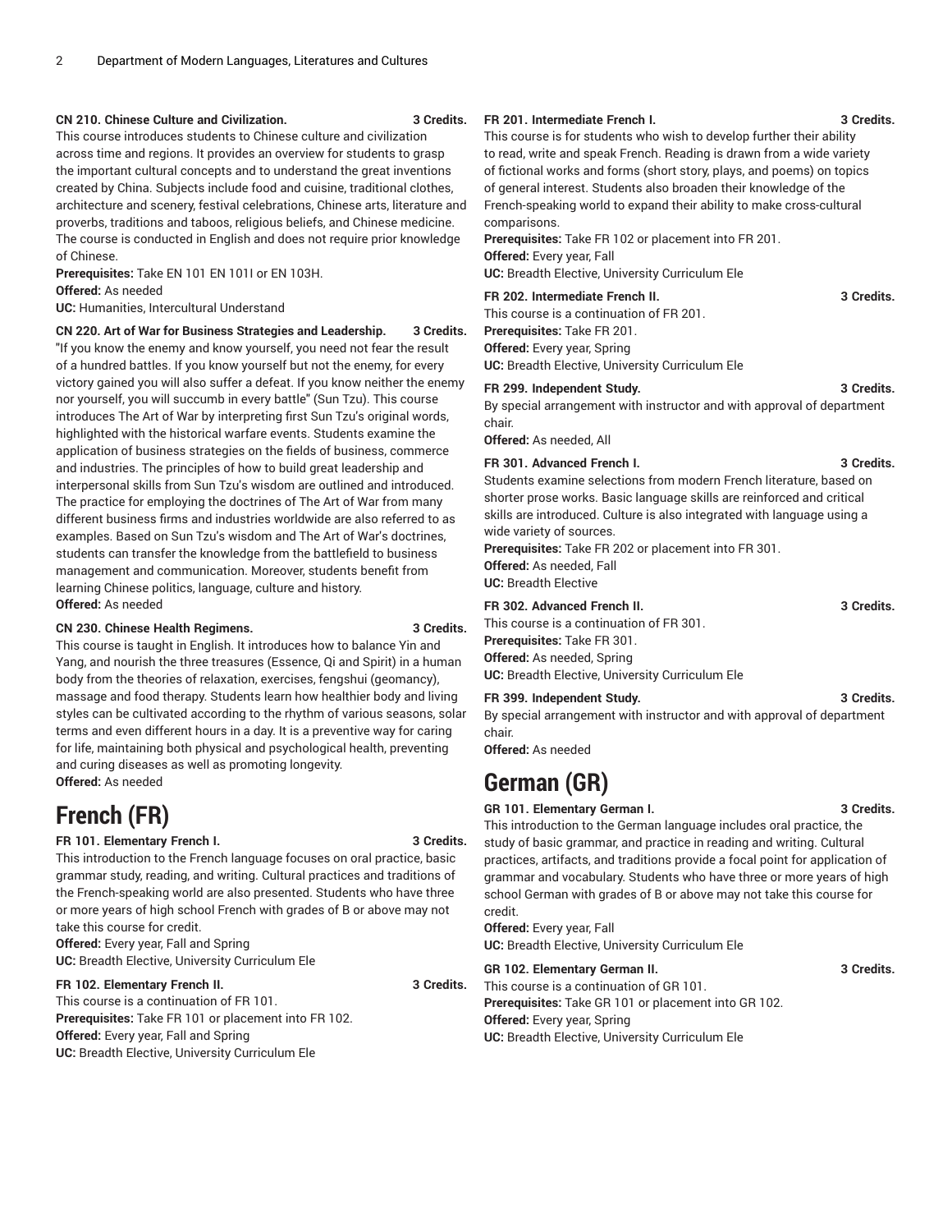**CN 210. Chinese Culture and Civilization. 3 Credits.**

This course introduces students to Chinese culture and civilization across time and regions. It provides an overview for students to grasp the important cultural concepts and to understand the great inventions created by China. Subjects include food and cuisine, traditional clothes, architecture and scenery, festival celebrations, Chinese arts, literature and proverbs, traditions and taboos, religious beliefs, and Chinese medicine. The course is conducted in English and does not require prior knowledge of Chinese.

**Prerequisites:** Take EN 101 EN 101I or EN 103H.

**Offered:** As needed

**UC:** Humanities, Intercultural Understand

**CN 220. Art of War for Business Strategies and Leadership. 3 Credits.**

"If you know the enemy and know yourself, you need not fear the result of a hundred battles. If you know yourself but not the enemy, for every victory gained you will also suffer a defeat. If you know neither the enemy nor yourself, you will succumb in every battle" (Sun Tzu). This course introduces The Art of War by interpreting first Sun Tzu's original words, highlighted with the historical warfare events. Students examine the application of business strategies on the fields of business, commerce and industries. The principles of how to build great leadership and interpersonal skills from Sun Tzu's wisdom are outlined and introduced. The practice for employing the doctrines of The Art of War from many different business firms and industries worldwide are also referred to as examples. Based on Sun Tzu's wisdom and The Art of War's doctrines, students can transfer the knowledge from the battlefield to business management and communication. Moreover, students benefit from learning Chinese politics, language, culture and history.

**Offered:** As needed

**CN 230. Chinese Health Regimens. 3 Credits.**

This course is taught in English. It introduces how to balance Yin and Yang, and nourish the three treasures (Essence, Qi and Spirit) in a human body from the theories of relaxation, exercises, fengshui (geomancy), massage and food therapy. Students learn how healthier body and living styles can be cultivated according to the rhythm of various seasons, solar terms and even different hours in a day. It is a preventive way for caring for life, maintaining both physical and psychological health, preventing and curing diseases as well as promoting longevity.

**Offered:** As needed

# French (FR)

**FR 101. Elementary French I. 3 Credits.**

This introduction to the French language focuses on oral practice, basic grammar study, reading, and writing. Cultural practices and traditions of the French-speaking world are also presented. Students who have three or more years of high school French with grades of B or above may not take this course for credit.

**Offered:** Every year, Fall and Spring

**UC:** Breadth Elective, University Curriculum Ele

**FR 102. Elementary French II. 3 Credits.**

This course is a continuation of FR 101.

**Prerequisites:** Take FR 101 or placement into FR 102.

**Offered:** Every year, Fall and Spring

**UC:** Breadth Elective, University Curriculum Ele

**FR 201. Intermediate French I. 3 Credits.**

This course is for students who wish to develop further their ability to read, write and speak French. Reading is drawn from a wide variety of fictional works and forms (short story, plays, and poems) on topics of general interest. Students also broaden their knowledge of the French-speaking world to expand their ability to make cross-cultural comparisons.

**Prerequisites:** Take FR 102 or placement into FR 201.

**Offered:** Every year, Fall

**UC:** Breadth Elective, University Curriculum Ele

**FR 202. Intermediate French II. 3 Credits.**

This course is a continuation of FR 201.

**Prerequisites:** Take FR 201.

**Offered:** Every year, Spring

**UC:** Breadth Elective, University Curriculum Ele

**FR 299. Independent Study. 3 Credits.**

By special arrangement with instructor and with approval of department chair.

**Offered:** As needed, All

**FR 301. Advanced French I. 3 Credits.**

Students examine selections from modern French literature, based on shorter prose works. Basic language skills are reinforced and critical skills are introduced. Culture is also integrated with language using a wide variety of sources.

**Prerequisites:** Take FR 202 or placement into FR 301.

**Offered:** As needed, Fall

**UC:** Breadth Elective

**FR 302. Advanced French II. 3 Credits.**

This course is a continuation of FR 301.

**Prerequisites:** Take FR 301.

**Offered:** As needed, Spring

**UC:** Breadth Elective, University Curriculum Ele

**FR 399. Independent Study. 3 Credits.**

By special arrangement with instructor and with approval of department chair.

**Offered:** As needed

# German (GR)

**GR 101. Elementary German I. 3 Credits.**

This introduction to the German language includes oral practice, the study of basic grammar, and practice in reading and writing. Cultural practices, artifacts, and traditions provide a focal point for application of grammar and vocabulary. Students who have three or more years of high school German with grades of B or above may not take this course for credit.

**Offered:** Every year, Fall

**UC:** Breadth Elective, University Curriculum Ele

**GR 102. Elementary German II. 3 Credits.**

This course is a continuation of GR 101.

**Prerequisites:** Take GR 101 or placement into GR 102.

**Offered:** Every year, Spring

**UC:** Breadth Elective, University Curriculum Ele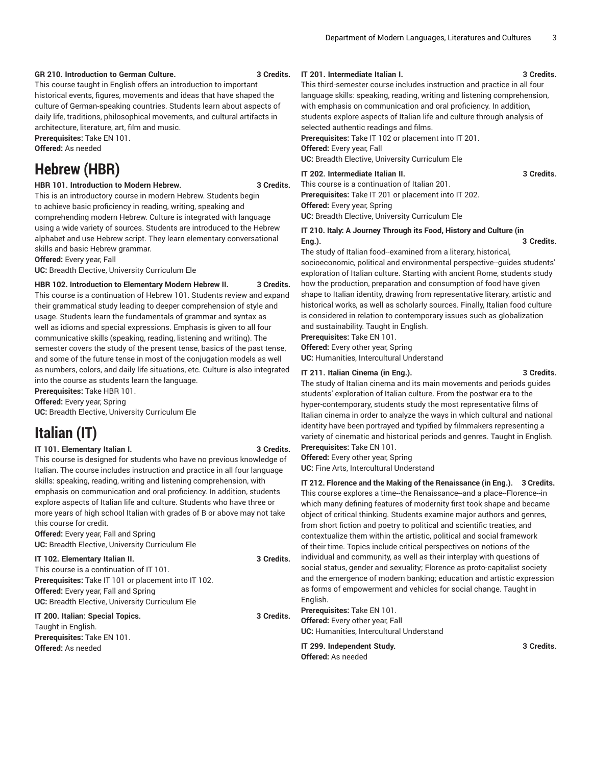**GR 210. Introduction to German Culture. 3 Credits.**

This course taught in English offers an introduction to important historical events, figures, movements and ideas that have shaped the culture of German-speaking countries. Students learn about aspects of daily life, traditions, philosophical movements, and cultural artifacts in architecture, literature, art, film and music.

**Prerequisites:** Take EN 101.

**Offered:** As needed

# Hebrew (HBR)

**HBR 101. Introduction to Modern Hebrew. 3 Credits.**

This is an introductory course in modern Hebrew. Students begin to achieve basic proficiency in reading, writing, speaking and comprehending modern Hebrew. Culture is integrated with language using a wide variety of sources. Students are introduced to the Hebrew alphabet and use Hebrew script. They learn elementary conversational skills and basic Hebrew grammar.

**Offered:** Every year, Fall

**UC:** Breadth Elective, University Curriculum Ele

**HBR 102. Introduction to Elementary Modern Hebrew II. 3 Credits.**

This course is a continuation of Hebrew 101. Students review and expand their grammatical study leading to deeper comprehension of style and usage. Students learn the fundamentals of grammar and syntax as well as idioms and special expressions. Emphasis is given to all four communicative skills (speaking, reading, listening and writing). The semester covers the study of the present tense, basics of the past tense, and some of the future tense in most of the conjugation models as well as numbers, colors, and daily life situations, etc. Culture is also integrated into the course as students learn the language.

**Prerequisites:** Take HBR 101.

**Offered:** Every year, Spring

**UC:** Breadth Elective, University Curriculum Ele

# Italian (IT)

**IT 101. Elementary Italian I. 3 Credits.**

This course is designed for students who have no previous knowledge of Italian. The course includes instruction and practice in all four language skills: speaking, reading, writing and listening comprehension, with emphasis on communication and oral proficiency. In addition, students explore aspects of Italian life and culture. Students who have three or more years of high school Italian with grades of B or above may not take this course for credit.

**Offered:** Every year, Fall and Spring

**UC:** Breadth Elective, University Curriculum Ele

**IT 102. Elementary Italian II. 3 Credits.**

This course is a continuation of IT 101.

**Prerequisites:** Take IT 101 or placement into IT 102.

**Offered:** Every year, Fall and Spring

**UC:** Breadth Elective, University Curriculum Ele

**IT 200. Italian: Special Topics. 3 Credits.**

Taught in English.

**Prerequisites:** Take EN 101.

**Offered:** As needed

**IT 201. Intermediate Italian I. 3 Credits.**

This third-semester course includes instruction and practice in all four language skills: speaking, reading, writing and listening comprehension, with emphasis on communication and oral proficiency. In addition, students explore aspects of Italian life and culture through analysis of selected authentic readings and films.

**Prerequisites:** Take IT 102 or placement into IT 201.

**Offered:** Every year, Fall

**UC:** Breadth Elective, University Curriculum Ele

**IT 202. Intermediate Italian II. 3 Credits.**

This course is a continuation of Italian 201.

**Prerequisites:** Take IT 201 or placement into IT 202.

**Offered:** Every year, Spring

**UC:** Breadth Elective, University Curriculum Ele

**IT 210. Italy: A Journey Through its Food, History and Culture (in Eng.). 3 Credits.**

The study of Italian food--examined from a literary, historical, socioeconomic, political and environmental perspective--guides students' exploration of Italian culture. Starting with ancient Rome, students study how the production, preparation and consumption of food have given shape to Italian identity, drawing from representative literary, artistic and historical works, as well as scholarly sources. Finally, Italian food culture is considered in relation to contemporary issues such as globalization and sustainability. Taught in English.

**Prerequisites:** Take EN 101.

**Offered:** Every other year, Spring

**UC:** Humanities, Intercultural Understand

**IT 211. Italian Cinema (in Eng.). 3 Credits.**

The study of Italian cinema and its main movements and periods guides students' exploration of Italian culture. From the postwar era to the hyper-contemporary, students study the most representative films of Italian cinema in order to analyze the ways in which cultural and national identity have been portrayed and typified by filmmakers representing a variety of cinematic and historical periods and genres. Taught in English.

**Prerequisites:** Take EN 101.

**Offered:** Every other year, Spring

**UC:** Fine Arts, Intercultural Understand

**IT 212. Florence and the Making of the Renaissance (in Eng.). 3 Credits.**

This course explores a time--the Renaissance--and a place--Florence--in which many defining features of modernity first took shape and became object of critical thinking. Students examine major authors and genres, from short fiction and poetry to political and scientific treaties, and contextualize them within the artistic, political and social framework of their time. Topics include critical perspectives on notions of the individual and community, as well as their interplay with questions of social status, gender and sexuality; Florence as proto-capitalist society and the emergence of modern banking; education and artistic expression as forms of empowerment and vehicles for social change. Taught in English.

**Prerequisites:** Take EN 101.

**Offered:** Every other year, Fall

**UC:** Humanities, Intercultural Understand

**IT 299. Independent Study. 3 Credits.**

**Offered:** As needed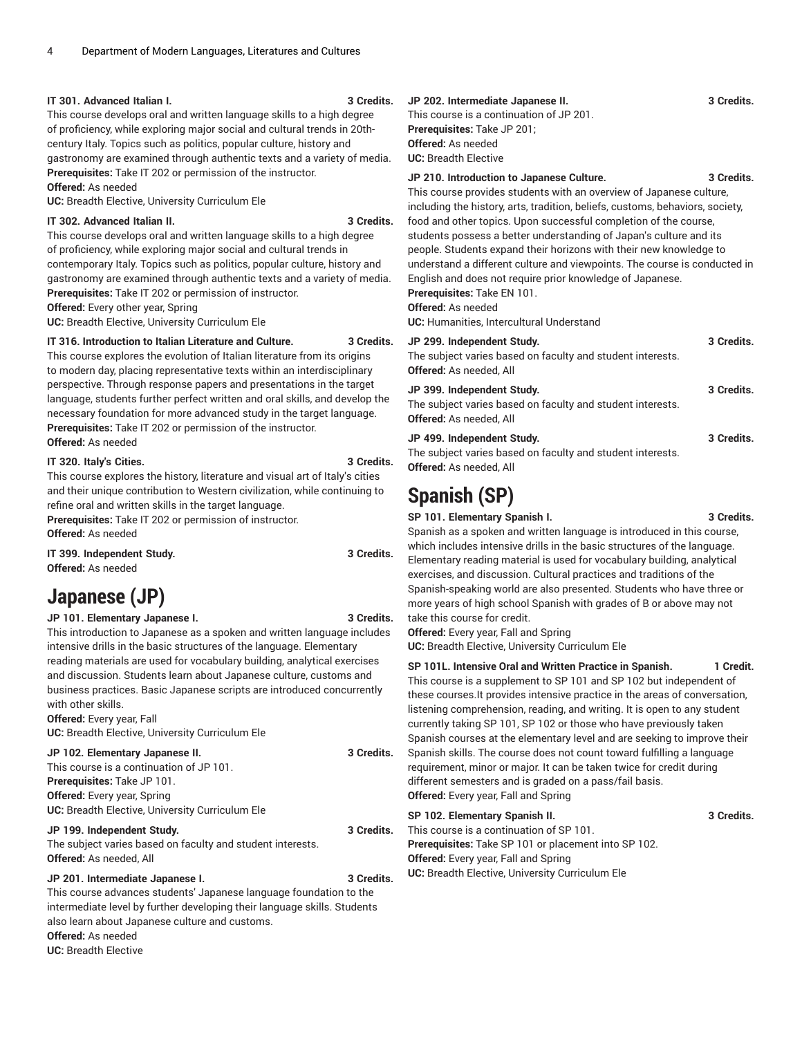**IT 301. Advanced Italian I. 3 Credits.**

This course develops oral and written language skills to a high degree of proficiency, while exploring major social and cultural trends in 20th-century Italy. Topics such as politics, popular culture, history and gastronomy are examined through authentic texts and a variety of media.

**Prerequisites:** Take IT 202 or permission of the instructor.

**Offered:** As needed

**UC:** Breadth Elective, University Curriculum Ele

**IT 302. Advanced Italian II. 3 Credits.**

This course develops oral and written language skills to a high degree of proficiency, while exploring major social and cultural trends in contemporary Italy. Topics such as politics, popular culture, history and gastronomy are examined through authentic texts and a variety of media.

**Prerequisites:** Take IT 202 or permission of instructor.

**Offered:** Every other year, Spring

**UC:** Breadth Elective, University Curriculum Ele

**IT 316. Introduction to Italian Literature and Culture. 3 Credits.**

This course explores the evolution of Italian literature from its origins to modern day, placing representative texts within an interdisciplinary perspective. Through response papers and presentations in the target language, students further perfect written and oral skills, and develop the necessary foundation for more advanced study in the target language.

**Prerequisites:** Take IT 202 or permission of the instructor.

**Offered:** As needed

**IT 320. Italy's Cities. 3 Credits.**

This course explores the history, literature and visual art of Italy's cities and their unique contribution to Western civilization, while continuing to refine oral and written skills in the target language.

**Prerequisites:** Take IT 202 or permission of instructor.

**Offered:** As needed

**IT 399. Independent Study. 3 Credits.**

**Offered:** As needed

# Japanese (JP)

**JP 101. Elementary Japanese I. 3 Credits.**

This introduction to Japanese as a spoken and written language includes intensive drills in the basic structures of the language. Elementary reading materials are used for vocabulary building, analytical exercises and discussion. Students learn about Japanese culture, customs and business practices. Basic Japanese scripts are introduced concurrently with other skills.

**Offered:** Every year, Fall

**UC:** Breadth Elective, University Curriculum Ele

**JP 102. Elementary Japanese II. 3 Credits.**

This course is a continuation of JP 101.

**Prerequisites:** Take JP 101.

**Offered:** Every year, Spring

**UC:** Breadth Elective, University Curriculum Ele

**JP 199. Independent Study. 3 Credits.**

The subject varies based on faculty and student interests.

**Offered:** As needed, All

**JP 201. Intermediate Japanese I. 3 Credits.**

This course advances students' Japanese language foundation to the intermediate level by further developing their language skills. Students also learn about Japanese culture and customs.

**Offered:** As needed

**UC:** Breadth Elective

**JP 202. Intermediate Japanese II. 3 Credits.**

This course is a continuation of JP 201.

**Prerequisites:** Take JP 201;

**Offered:** As needed

**UC:** Breadth Elective

**JP 210. Introduction to Japanese Culture. 3 Credits.**

This course provides students with an overview of Japanese culture, including the history, arts, tradition, beliefs, customs, behaviors, society, food and other topics. Upon successful completion of the course, students possess a better understanding of Japan's culture and its people. Students expand their horizons with their new knowledge to understand a different culture and viewpoints. The course is conducted in English and does not require prior knowledge of Japanese.

**Prerequisites:** Take EN 101.

**Offered:** As needed

**UC:** Humanities, Intercultural Understand

**JP 299. Independent Study. 3 Credits.**

The subject varies based on faculty and student interests.

**Offered:** As needed, All

**JP 399. Independent Study. 3 Credits.**

The subject varies based on faculty and student interests.

**Offered:** As needed, All

**JP 499. Independent Study. 3 Credits.**

The subject varies based on faculty and student interests.

**Offered:** As needed, All

# Spanish (SP)

**SP 101. Elementary Spanish I. 3 Credits.**

Spanish as a spoken and written language is introduced in this course, which includes intensive drills in the basic structures of the language. Elementary reading material is used for vocabulary building, analytical exercises, and discussion. Cultural practices and traditions of the Spanish-speaking world are also presented. Students who have three or more years of high school Spanish with grades of B or above may not take this course for credit.

**Offered:** Every year, Fall and Spring

**UC:** Breadth Elective, University Curriculum Ele

**SP 101L. Intensive Oral and Written Practice in Spanish. 1 Credit.**

This course is a supplement to SP 101 and SP 102 but independent of these courses.It provides intensive practice in the areas of conversation, listening comprehension, reading, and writing. It is open to any student currently taking SP 101, SP 102 or those who have previously taken Spanish courses at the elementary level and are seeking to improve their Spanish skills. The course does not count toward fulfilling a language requirement, minor or major. It can be taken twice for credit during different semesters and is graded on a pass/fail basis.

**Offered:** Every year, Fall and Spring

**SP 102. Elementary Spanish II. 3 Credits.**

This course is a continuation of SP 101.

**Prerequisites:** Take SP 101 or placement into SP 102.

**Offered:** Every year, Fall and Spring

**UC:** Breadth Elective, University Curriculum Ele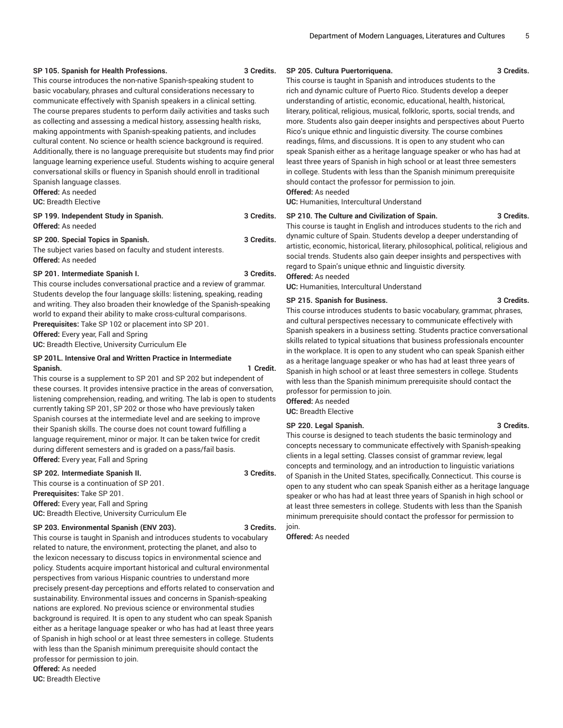**SP 105. Spanish for Health Professions. 3 Credits.**

This course introduces the non-native Spanish-speaking student to basic vocabulary, phrases and cultural considerations necessary to communicate effectively with Spanish speakers in a clinical setting. The course prepares students to perform daily activities and tasks such as collecting and assessing a medical history, assessing health risks, making appointments with Spanish-speaking patients, and includes cultural content. No science or health science background is required. Additionally, there is no language prerequisite but students may find prior language learning experience useful. Students wishing to acquire general conversational skills or fluency in Spanish should enroll in traditional Spanish language classes.

**Offered:** As needed
**UC:** Breadth Elective

**SP 199. Independent Study in Spanish. 3 Credits.**

**Offered:** As needed

**SP 200. Special Topics in Spanish. 3 Credits.**

The subject varies based on faculty and student interests.
**Offered:** As needed

**SP 201. Intermediate Spanish I. 3 Credits.**

This course includes conversational practice and a review of grammar. Students develop the four language skills: listening, speaking, reading and writing. They also broaden their knowledge of the Spanish-speaking world to expand their ability to make cross-cultural comparisons.
**Prerequisites:** Take SP 102 or placement into SP 201.
**Offered:** Every year, Fall and Spring
**UC:** Breadth Elective, University Curriculum Ele

**SP 201L. Intensive Oral and Written Practice in Intermediate Spanish. 1 Credit.**

This course is a supplement to SP 201 and SP 202 but independent of these courses. It provides intensive practice in the areas of conversation, listening comprehension, reading, and writing. The lab is open to students currently taking SP 201, SP 202 or those who have previously taken Spanish courses at the intermediate level and are seeking to improve their Spanish skills. The course does not count toward fulfilling a language requirement, minor or major. It can be taken twice for credit during different semesters and is graded on a pass/fail basis.
**Offered:** Every year, Fall and Spring

**SP 202. Intermediate Spanish II. 3 Credits.**

This course is a continuation of SP 201.
**Prerequisites:** Take SP 201.
**Offered:** Every year, Fall and Spring
**UC:** Breadth Elective, University Curriculum Ele

**SP 203. Environmental Spanish (ENV 203). 3 Credits.**

This course is taught in Spanish and introduces students to vocabulary related to nature, the environment, protecting the planet, and also to the lexicon necessary to discuss topics in environmental science and policy. Students acquire important historical and cultural environmental perspectives from various Hispanic countries to understand more precisely present-day perceptions and efforts related to conservation and sustainability. Environmental issues and concerns in Spanish-speaking nations are explored. No previous science or environmental studies background is required. It is open to any student who can speak Spanish either as a heritage language speaker or who has had at least three years of Spanish in high school or at least three semesters in college. Students with less than the Spanish minimum prerequisite should contact the professor for permission to join.
**Offered:** As needed
**UC:** Breadth Elective

**SP 205. Cultura Puertorriquena. 3 Credits.**

This course is taught in Spanish and introduces students to the rich and dynamic culture of Puerto Rico. Students develop a deeper understanding of artistic, economic, educational, health, historical, literary, political, religious, musical, folkloric, sports, social trends, and more. Students also gain deeper insights and perspectives about Puerto Rico's unique ethnic and linguistic diversity. The course combines readings, films, and discussions. It is open to any student who can speak Spanish either as a heritage language speaker or who has had at least three years of Spanish in high school or at least three semesters in college. Students with less than the Spanish minimum prerequisite should contact the professor for permission to join.
**Offered:** As needed
**UC:** Humanities, Intercultural Understand

**SP 210. The Culture and Civilization of Spain. 3 Credits.**

This course is taught in English and introduces students to the rich and dynamic culture of Spain. Students develop a deeper understanding of artistic, economic, historical, literary, philosophical, political, religious and social trends. Students also gain deeper insights and perspectives with regard to Spain's unique ethnic and linguistic diversity.
**Offered:** As needed
**UC:** Humanities, Intercultural Understand

**SP 215. Spanish for Business. 3 Credits.**

This course introduces students to basic vocabulary, grammar, phrases, and cultural perspectives necessary to communicate effectively with Spanish speakers in a business setting. Students practice conversational skills related to typical situations that business professionals encounter in the workplace. It is open to any student who can speak Spanish either as a heritage language speaker or who has had at least three years of Spanish in high school or at least three semesters in college. Students with less than the Spanish minimum prerequisite should contact the professor for permission to join.
**Offered:** As needed
**UC:** Breadth Elective

**SP 220. Legal Spanish. 3 Credits.**

This course is designed to teach students the basic terminology and concepts necessary to communicate effectively with Spanish-speaking clients in a legal setting. Classes consist of grammar review, legal concepts and terminology, and an introduction to linguistic variations of Spanish in the United States, specifically, Connecticut. This course is open to any student who can speak Spanish either as a heritage language speaker or who has had at least three years of Spanish in high school or at least three semesters in college. Students with less than the Spanish minimum prerequisite should contact the professor for permission to join.
**Offered:** As needed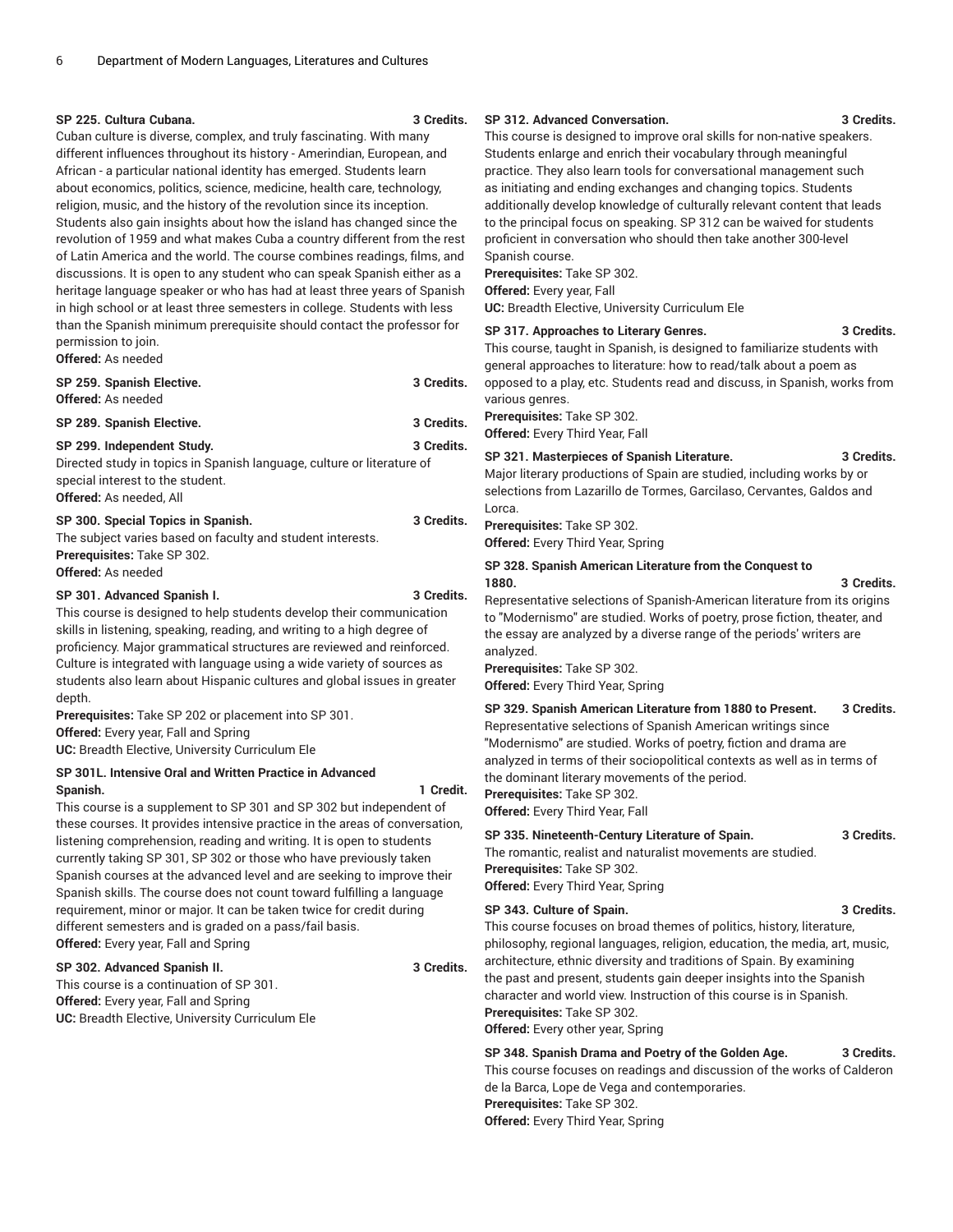**SP 225. Cultura Cubana. 3 Credits.**

Cuban culture is diverse, complex, and truly fascinating. With many different influences throughout its history - Amerindian, European, and African - a particular national identity has emerged. Students learn about economics, politics, science, medicine, health care, technology, religion, music, and the history of the revolution since its inception. Students also gain insights about how the island has changed since the revolution of 1959 and what makes Cuba a country different from the rest of Latin America and the world. The course combines readings, films, and discussions. It is open to any student who can speak Spanish either as a heritage language speaker or who has had at least three years of Spanish in high school or at least three semesters in college. Students with less than the Spanish minimum prerequisite should contact the professor for permission to join.

**Offered:** As needed

**SP 259. Spanish Elective. 3 Credits.**

**Offered:** As needed

**SP 289. Spanish Elective. 3 Credits.**

**SP 299. Independent Study. 3 Credits.**

Directed study in topics in Spanish language, culture or literature of special interest to the student.

**Offered:** As needed, All

**SP 300. Special Topics in Spanish. 3 Credits.**

The subject varies based on faculty and student interests.

**Prerequisites:** Take SP 302.

**Offered:** As needed

**SP 301. Advanced Spanish I. 3 Credits.**

This course is designed to help students develop their communication skills in listening, speaking, reading, and writing to a high degree of proficiency. Major grammatical structures are reviewed and reinforced. Culture is integrated with language using a wide variety of sources as students also learn about Hispanic cultures and global issues in greater depth.

**Prerequisites:** Take SP 202 or placement into SP 301.

**Offered:** Every year, Fall and Spring

**UC:** Breadth Elective, University Curriculum Ele

**SP 301L. Intensive Oral and Written Practice in Advanced Spanish. 1 Credit.**

This course is a supplement to SP 301 and SP 302 but independent of these courses. It provides intensive practice in the areas of conversation, listening comprehension, reading and writing. It is open to students currently taking SP 301, SP 302 or those who have previously taken Spanish courses at the advanced level and are seeking to improve their Spanish skills. The course does not count toward fulfilling a language requirement, minor or major. It can be taken twice for credit during different semesters and is graded on a pass/fail basis.

**Offered:** Every year, Fall and Spring

**SP 302. Advanced Spanish II. 3 Credits.**

This course is a continuation of SP 301.

**Offered:** Every year, Fall and Spring

**UC:** Breadth Elective, University Curriculum Ele

**SP 312. Advanced Conversation. 3 Credits.**

This course is designed to improve oral skills for non-native speakers. Students enlarge and enrich their vocabulary through meaningful practice. They also learn tools for conversational management such as initiating and ending exchanges and changing topics. Students additionally develop knowledge of culturally relevant content that leads to the principal focus on speaking. SP 312 can be waived for students proficient in conversation who should then take another 300-level Spanish course.

**Prerequisites:** Take SP 302.

**Offered:** Every year, Fall

**UC:** Breadth Elective, University Curriculum Ele

**SP 317. Approaches to Literary Genres. 3 Credits.**

This course, taught in Spanish, is designed to familiarize students with general approaches to literature: how to read/talk about a poem as opposed to a play, etc. Students read and discuss, in Spanish, works from various genres.

**Prerequisites:** Take SP 302.

**Offered:** Every Third Year, Fall

**SP 321. Masterpieces of Spanish Literature. 3 Credits.**

Major literary productions of Spain are studied, including works by or selections from Lazarillo de Tormes, Garcilaso, Cervantes, Galdos and Lorca.

**Prerequisites:** Take SP 302.

**Offered:** Every Third Year, Spring

**SP 328. Spanish American Literature from the Conquest to 1880. 3 Credits.**

Representative selections of Spanish-American literature from its origins to "Modernismo" are studied. Works of poetry, prose fiction, theater, and the essay are analyzed by a diverse range of the periods' writers are analyzed.

**Prerequisites:** Take SP 302.

**Offered:** Every Third Year, Spring

**SP 329. Spanish American Literature from 1880 to Present. 3 Credits.**

Representative selections of Spanish American writings since "Modernismo" are studied. Works of poetry, fiction and drama are analyzed in terms of their sociopolitical contexts as well as in terms of the dominant literary movements of the period.

**Prerequisites:** Take SP 302.

**Offered:** Every Third Year, Fall

**SP 335. Nineteenth-Century Literature of Spain. 3 Credits.**

The romantic, realist and naturalist movements are studied.

**Prerequisites:** Take SP 302.

**Offered:** Every Third Year, Spring

**SP 343. Culture of Spain. 3 Credits.**

This course focuses on broad themes of politics, history, literature, philosophy, regional languages, religion, education, the media, art, music, architecture, ethnic diversity and traditions of Spain. By examining the past and present, students gain deeper insights into the Spanish character and world view. Instruction of this course is in Spanish.

**Prerequisites:** Take SP 302.

**Offered:** Every other year, Spring

**SP 348. Spanish Drama and Poetry of the Golden Age. 3 Credits.**

This course focuses on readings and discussion of the works of Calderon de la Barca, Lope de Vega and contemporaries.

**Prerequisites:** Take SP 302.

**Offered:** Every Third Year, Spring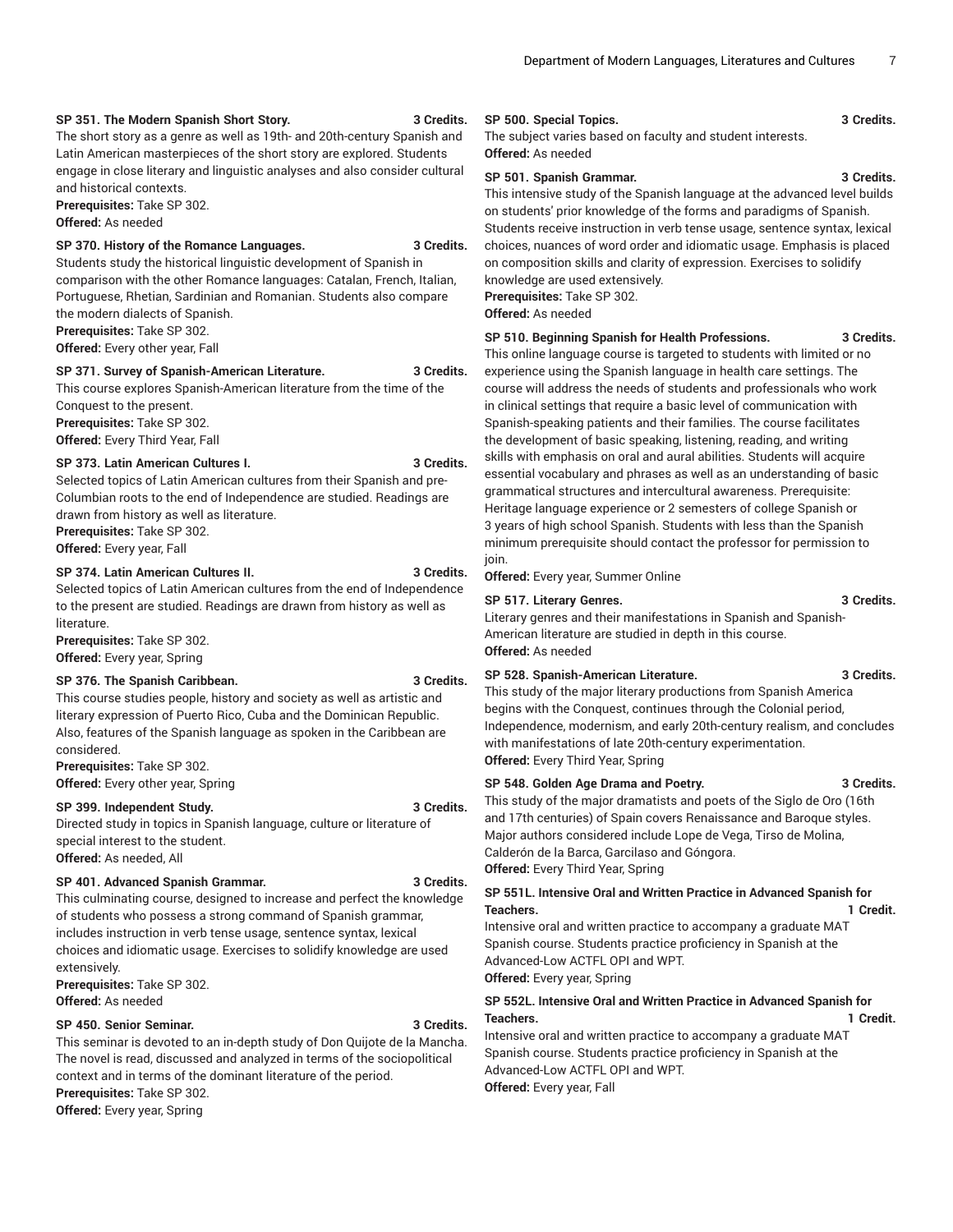**SP 351. The Modern Spanish Short Story. 3 Credits.**

The short story as a genre as well as 19th- and 20th-century Spanish and Latin American masterpieces of the short story are explored. Students engage in close literary and linguistic analyses and also consider cultural and historical contexts.

**Prerequisites:** Take SP 302.

**Offered:** As needed

**SP 370. History of the Romance Languages. 3 Credits.**

Students study the historical linguistic development of Spanish in comparison with the other Romance languages: Catalan, French, Italian, Portuguese, Rhetian, Sardinian and Romanian. Students also compare the modern dialects of Spanish.

**Prerequisites:** Take SP 302.

**Offered:** Every other year, Fall

**SP 371. Survey of Spanish-American Literature. 3 Credits.**

This course explores Spanish-American literature from the time of the Conquest to the present.

**Prerequisites:** Take SP 302.

**Offered:** Every Third Year, Fall

**SP 373. Latin American Cultures I. 3 Credits.**

Selected topics of Latin American cultures from their Spanish and pre-Columbian roots to the end of Independence are studied. Readings are drawn from history as well as literature.

**Prerequisites:** Take SP 302.

**Offered:** Every year, Fall

**SP 374. Latin American Cultures II. 3 Credits.**

Selected topics of Latin American cultures from the end of Independence to the present are studied. Readings are drawn from history as well as literature.

**Prerequisites:** Take SP 302.

**Offered:** Every year, Spring

**SP 376. The Spanish Caribbean. 3 Credits.**

This course studies people, history and society as well as artistic and literary expression of Puerto Rico, Cuba and the Dominican Republic. Also, features of the Spanish language as spoken in the Caribbean are considered.

**Prerequisites:** Take SP 302.

**Offered:** Every other year, Spring

**SP 399. Independent Study. 3 Credits.**

Directed study in topics in Spanish language, culture or literature of special interest to the student.

**Offered:** As needed, All

**SP 401. Advanced Spanish Grammar. 3 Credits.**

This culminating course, designed to increase and perfect the knowledge of students who possess a strong command of Spanish grammar, includes instruction in verb tense usage, sentence syntax, lexical choices and idiomatic usage. Exercises to solidify knowledge are used extensively.

**Prerequisites:** Take SP 302.

**Offered:** As needed

**SP 450. Senior Seminar. 3 Credits.**

This seminar is devoted to an in-depth study of Don Quijote de la Mancha. The novel is read, discussed and analyzed in terms of the sociopolitical context and in terms of the dominant literature of the period.

**Prerequisites:** Take SP 302.

**Offered:** Every year, Spring

**SP 500. Special Topics. 3 Credits.**

The subject varies based on faculty and student interests.

**Offered:** As needed

**SP 501. Spanish Grammar. 3 Credits.**

This intensive study of the Spanish language at the advanced level builds on students' prior knowledge of the forms and paradigms of Spanish. Students receive instruction in verb tense usage, sentence syntax, lexical choices, nuances of word order and idiomatic usage. Emphasis is placed on composition skills and clarity of expression. Exercises to solidify knowledge are used extensively.

**Prerequisites:** Take SP 302.

**Offered:** As needed

**SP 510. Beginning Spanish for Health Professions. 3 Credits.**

This online language course is targeted to students with limited or no experience using the Spanish language in health care settings. The course will address the needs of students and professionals who work in clinical settings that require a basic level of communication with Spanish-speaking patients and their families. The course facilitates the development of basic speaking, listening, reading, and writing skills with emphasis on oral and aural abilities. Students will acquire essential vocabulary and phrases as well as an understanding of basic grammatical structures and intercultural awareness. Prerequisite: Heritage language experience or 2 semesters of college Spanish or 3 years of high school Spanish. Students with less than the Spanish minimum prerequisite should contact the professor for permission to join.

**Offered:** Every year, Summer Online

**SP 517. Literary Genres. 3 Credits.**

Literary genres and their manifestations in Spanish and Spanish-American literature are studied in depth in this course.

**Offered:** As needed

**SP 528. Spanish-American Literature. 3 Credits.**

This study of the major literary productions from Spanish America begins with the Conquest, continues through the Colonial period, Independence, modernism, and early 20th-century realism, and concludes with manifestations of late 20th-century experimentation.

**Offered:** Every Third Year, Spring

**SP 548. Golden Age Drama and Poetry. 3 Credits.**

This study of the major dramatists and poets of the Siglo de Oro (16th and 17th centuries) of Spain covers Renaissance and Baroque styles. Major authors considered include Lope de Vega, Tirso de Molina, Calderón de la Barca, Garcilaso and Góngora.

**Offered:** Every Third Year, Spring

**SP 551L. Intensive Oral and Written Practice in Advanced Spanish for Teachers. 1 Credit.**

Intensive oral and written practice to accompany a graduate MAT Spanish course. Students practice proficiency in Spanish at the Advanced-Low ACTFL OPI and WPT.

**Offered:** Every year, Spring

**SP 552L. Intensive Oral and Written Practice in Advanced Spanish for Teachers. 1 Credit.**

Intensive oral and written practice to accompany a graduate MAT Spanish course. Students practice proficiency in Spanish at the Advanced-Low ACTFL OPI and WPT.

**Offered:** Every year, Fall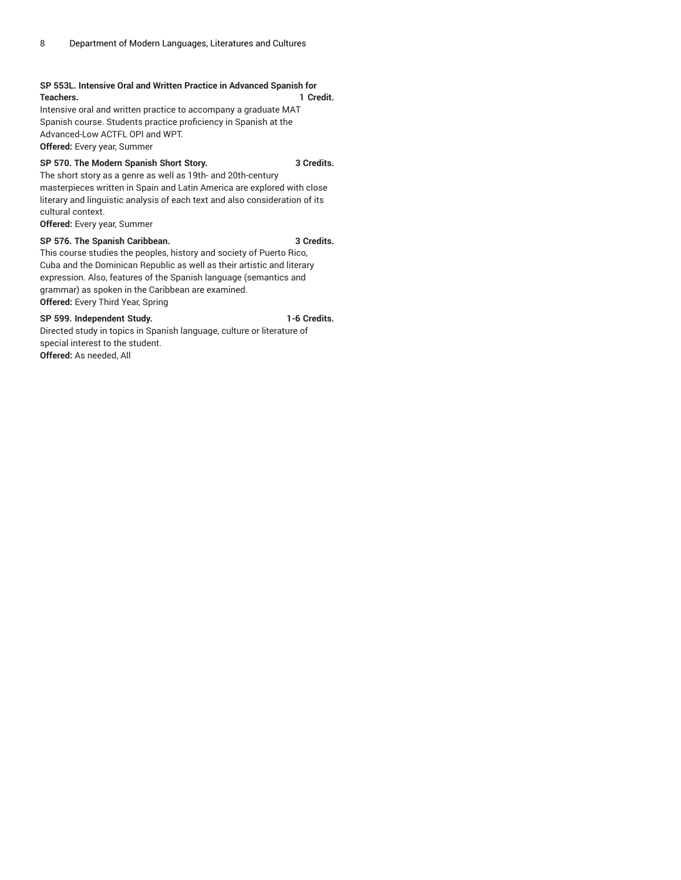**SP 553L. Intensive Oral and Written Practice in Advanced Spanish for Teachers. 1 Credit.**

Intensive oral and written practice to accompany a graduate MAT Spanish course. Students practice proficiency in Spanish at the Advanced-Low ACTFL OPI and WPT.

**Offered:** Every year, Summer

**SP 570. The Modern Spanish Short Story. 3 Credits.**

The short story as a genre as well as 19th- and 20th-century masterpieces written in Spain and Latin America are explored with close literary and linguistic analysis of each text and also consideration of its cultural context.

**Offered:** Every year, Summer

**SP 576. The Spanish Caribbean. 3 Credits.**

This course studies the peoples, history and society of Puerto Rico, Cuba and the Dominican Republic as well as their artistic and literary expression. Also, features of the Spanish language (semantics and grammar) as spoken in the Caribbean are examined.

**Offered:** Every Third Year, Spring

**SP 599. Independent Study. 1-6 Credits.**

Directed study in topics in Spanish language, culture or literature of special interest to the student.

**Offered:** As needed, All